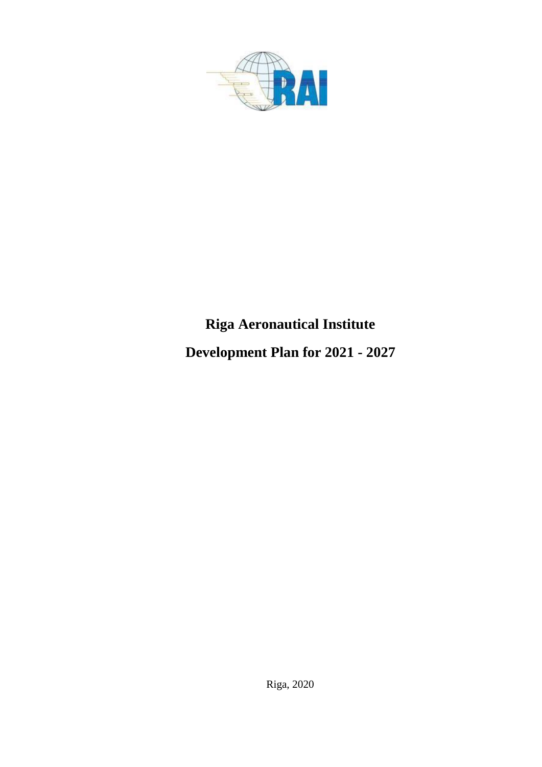# Riga Aeronautical Institute

# Development Plan for 2021 - 2027

Riga, 2020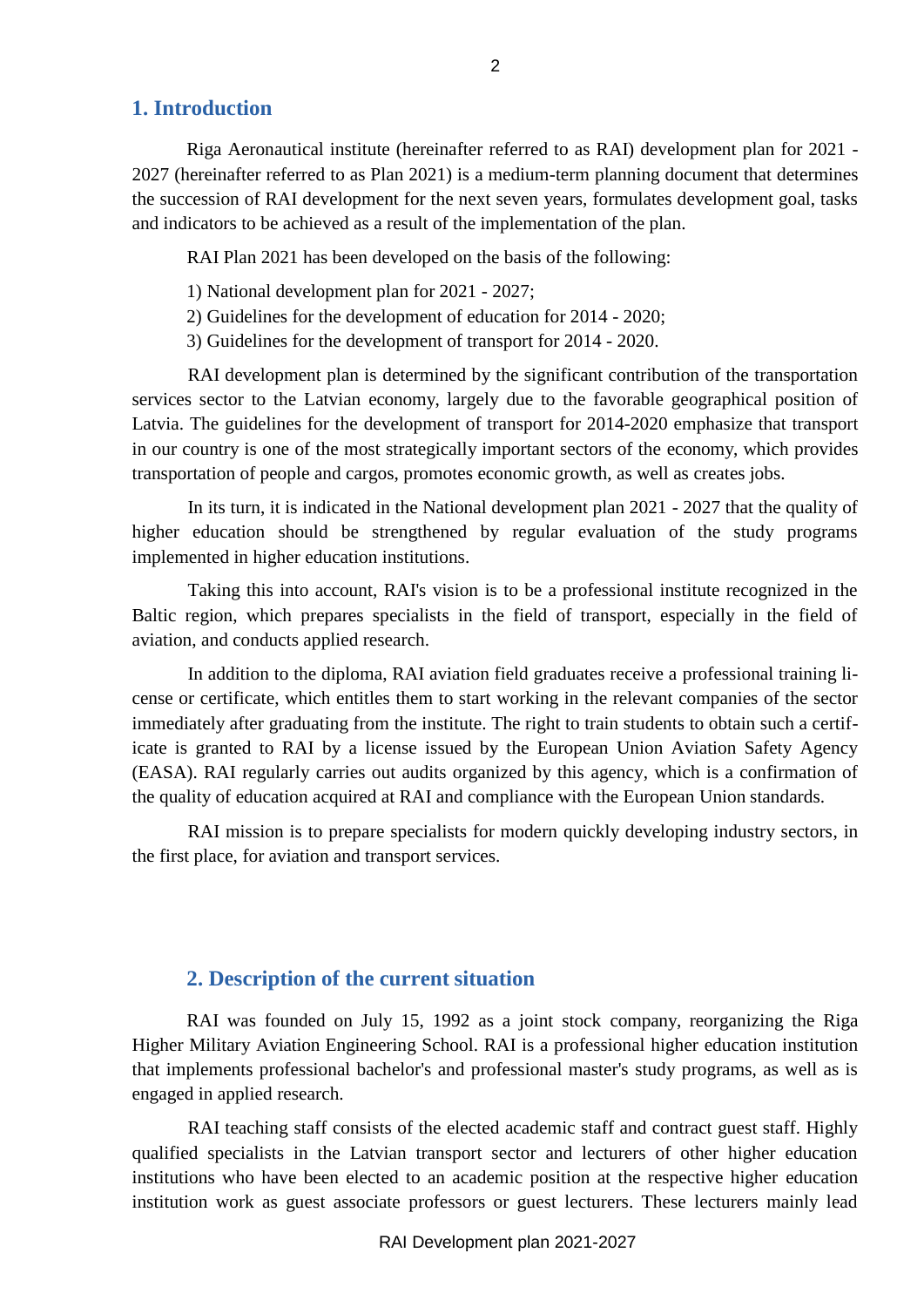## 1. Introduction

Riga Aeronautical institute (hereinafter referred to as RAI) development plan for 2021 - 2027 (hereinafter referred to as Plan 2021) is a medium-term planning document that determines the succession of RAI development for the next seven years, formulates development goal, tasks and indicators to be achieved as a result of the implementation of the plan.

RAI Plan 2021 has been developed on the basis of the following:

1) National development plan for 2021 - 2027;
2) Guidelines for the development of education for 2014 - 2020;
3) Guidelines for the development of transport for 2014 - 2020.

RAI development plan is determined by the significant contribution of the transportation services sector to the Latvian economy, largely due to the favorable geographical position of Latvia. The guidelines for the development of transport for 2014-2020 emphasize that transport in our country is one of the most strategically important sectors of the economy, which provides transportation of people and cargos, promotes economic growth, as well as creates jobs.

In its turn, it is indicated in the National development plan 2021 - 2027 that the quality of higher education should be strengthened by regular evaluation of the study programs implemented in higher education institutions.

Taking this into account, RAI's vision is to be a professional institute recognized in the Baltic region, which prepares specialists in the field of transport, especially in the field of aviation, and conducts applied research.

In addition to the diploma, RAI aviation field graduates receive a professional training license or certificate, which entitles them to start working in the relevant companies of the sector immediately after graduating from the institute. The right to train students to obtain such a certificate is granted to RAI by a license issued by the European Union Aviation Safety Agency (EASA). RAI regularly carries out audits organized by this agency, which is a confirmation of the quality of education acquired at RAI and compliance with the European Union standards.

RAI mission is to prepare specialists for modern quickly developing industry sectors, in the first place, for aviation and transport services.

## 2. Description of the current situation

RAI was founded on July 15, 1992 as a joint stock company, reorganizing the Riga Higher Military Aviation Engineering School. RAI is a professional higher education institution that implements professional bachelor's and professional master's study programs, as well as is engaged in applied research.

RAI teaching staff consists of the elected academic staff and contract guest staff. Highly qualified specialists in the Latvian transport sector and lecturers of other higher education institutions who have been elected to an academic position at the respective higher education institution work as guest associate professors or guest lecturers. These lecturers mainly lead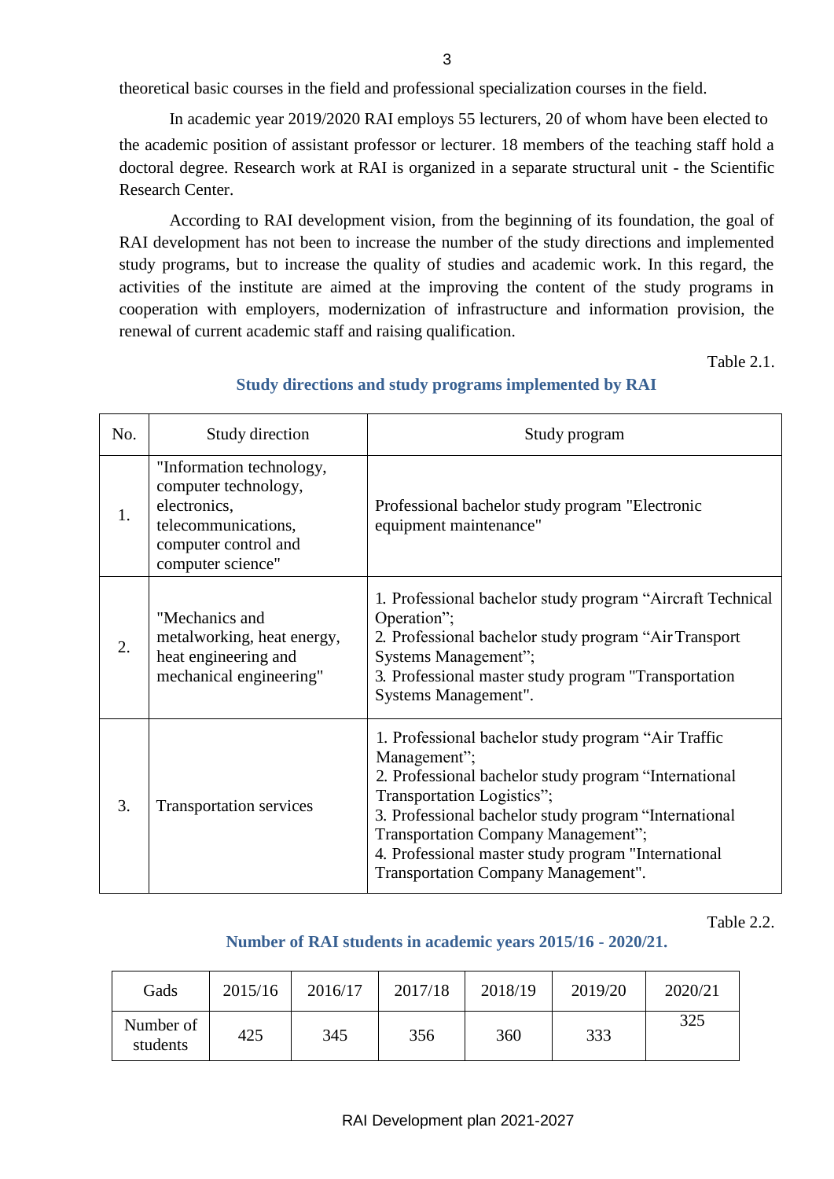theoretical basic courses in the field and professional specialization courses in the field.

In academic year 2019/2020 RAI employs 55 lecturers, 20 of whom have been elected to the academic position of assistant professor or lecturer. 18 members of the teaching staff hold a doctoral degree. Research work at RAI is organized in a separate structural unit - the Scientific Research Center.

According to RAI development vision, from the beginning of its foundation, the goal of RAI development has not been to increase the number of the study directions and implemented study programs, but to increase the quality of studies and academic work. In this regard, the activities of the institute are aimed at the improving the content of the study programs in cooperation with employers, modernization of infrastructure and information provision, the renewal of current academic staff and raising qualification.

Table 2.1.

**Study directions and study programs implemented by RAI**

| No. | Study direction | Study program |
|---|---|---|
| 1. | "Information technology, computer technology, electronics, telecommunications, computer control and computer science" | Professional bachelor study program "Electronic equipment maintenance" |
| 2. | "Mechanics and metalworking, heat energy, heat engineering and mechanical engineering" | 1. Professional bachelor study program "Aircraft Technical Operation";<br>2. Professional bachelor study program "Air Transport Systems Management";<br>3. Professional master study program "Transportation Systems Management". |
| 3. | Transportation services | 1. Professional bachelor study program "Air Traffic Management";<br>2. Professional bachelor study program "International Transportation Logistics";<br>3. Professional bachelor study program "International Transportation Company Management";<br>4. Professional master study program "International Transportation Company Management". |

Table 2.2.

**Number of RAI students in academic years 2015/16 - 2020/21.**

| Gads | 2015/16 | 2016/17 | 2017/18 | 2018/19 | 2019/20 | 2020/21 |
|---|---|---|---|---|---|---|
| Number of students | 425 | 345 | 356 | 360 | 333 | 325 |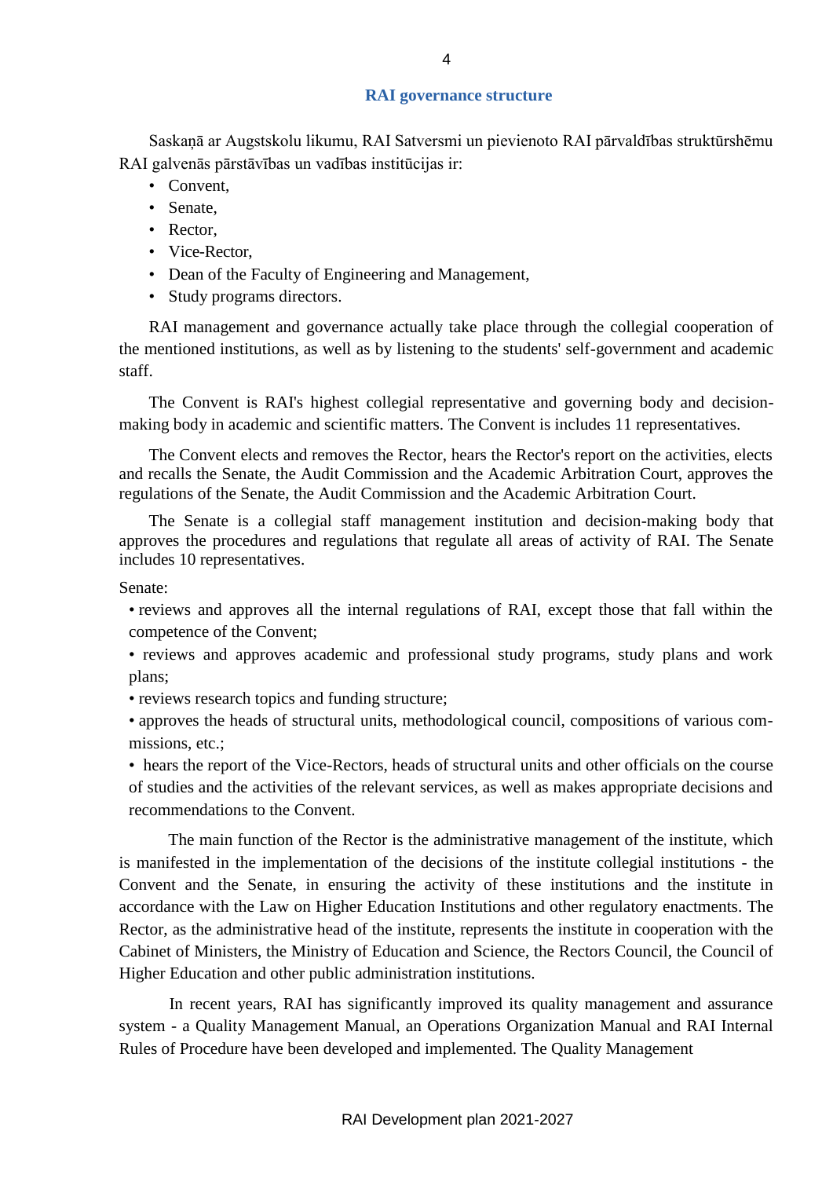## RAI governance structure

Saskaņā ar Augstskolu likumu, RAI Satversmi un pievienoto RAI pārvaldības struktūrshēmu RAI galvenās pārstāvības un vadības institūcijas ir:

- Convent,
- Senate,
- Rector,
- Vice-Rector,
- Dean of the Faculty of Engineering and Management,
- Study programs directors.

RAI management and governance actually take place through the collegial cooperation of the mentioned institutions, as well as by listening to the students' self-government and academic staff.

The Convent is RAI's highest collegial representative and governing body and decision-making body in academic and scientific matters. The Convent is includes 11 representatives.

The Convent elects and removes the Rector, hears the Rector's report on the activities, elects and recalls the Senate, the Audit Commission and the Academic Arbitration Court, approves the regulations of the Senate, the Audit Commission and the Academic Arbitration Court.

The Senate is a collegial staff management institution and decision-making body that approves the procedures and regulations that regulate all areas of activity of RAI. The Senate includes 10 representatives.

Senate:

- reviews and approves all the internal regulations of RAI, except those that fall within the competence of the Convent;
- reviews and approves academic and professional study programs, study plans and work plans;
- reviews research topics and funding structure;
- approves the heads of structural units, methodological council, compositions of various commissions, etc.;
- hears the report of the Vice-Rectors, heads of structural units and other officials on the course of studies and the activities of the relevant services, as well as makes appropriate decisions and recommendations to the Convent.

The main function of the Rector is the administrative management of the institute, which is manifested in the implementation of the decisions of the institute collegial institutions - the Convent and the Senate, in ensuring the activity of these institutions and the institute in accordance with the Law on Higher Education Institutions and other regulatory enactments. The Rector, as the administrative head of the institute, represents the institute in cooperation with the Cabinet of Ministers, the Ministry of Education and Science, the Rectors Council, the Council of Higher Education and other public administration institutions.

In recent years, RAI has significantly improved its quality management and assurance system - a Quality Management Manual, an Operations Organization Manual and RAI Internal Rules of Procedure have been developed and implemented. The Quality Management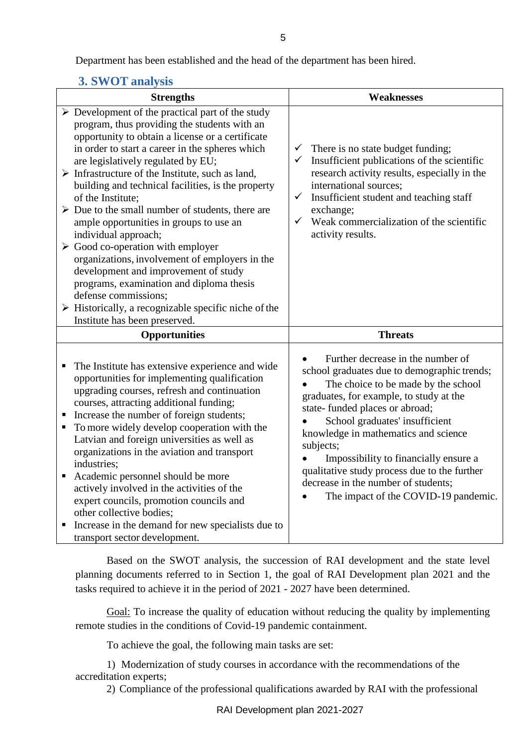Department has been established and the head of the department has been hired.

## 3. SWOT analysis

| Strengths | Weaknesses |
|---|---|
| ➢ Development of the practical part of the study program, thus providing the students with an opportunity to obtain a license or a certificate in order to start a career in the spheres which are legislatively regulated by EU;<br>➢ Infrastructure of the Institute, such as land, building and technical facilities, is the property of the Institute;<br>➢ Due to the small number of students, there are ample opportunities in groups to use an individual approach;<br>➢ Good co-operation with employer organizations, involvement of employers in the development and improvement of study programs, examination and diploma thesis defense commissions;<br>➢ Historically, a recognizable specific niche of the Institute has been preserved. | ✓ There is no state budget funding;<br>✓ Insufficient publications of the scientific research activity results, especially in the international sources;<br>✓ Insufficient student and teaching staff exchange;<br>✓ Weak commercialization of the scientific activity results. |
| **Opportunities** | **Threats** |
| ▪ The Institute has extensive experience and wide opportunities for implementing qualification upgrading courses, refresh and continuation courses, attracting additional funding;<br>▪ Increase the number of foreign students;<br>▪ To more widely develop cooperation with the Latvian and foreign universities as well as organizations in the aviation and transport industries;<br>▪ Academic personnel should be more actively involved in the activities of the expert councils, promotion councils and other collective bodies;<br>▪ Increase in the demand for new specialists due to transport sector development. | • Further decrease in the number of school graduates due to demographic trends;<br>• The choice to be made by the school graduates, for example, to study at the state- funded places or abroad;<br>• School graduates' insufficient knowledge in mathematics and science subjects;<br>• Impossibility to financially ensure a qualitative study process due to the further decrease in the number of students;<br>• The impact of the COVID-19 pandemic. |

Based on the SWOT analysis, the succession of RAI development and the state level planning documents referred to in Section 1, the goal of RAI Development plan 2021 and the tasks required to achieve it in the period of 2021 - 2027 have been determined.

Goal: To increase the quality of education without reducing the quality by implementing remote studies in the conditions of Covid-19 pandemic containment.

To achieve the goal, the following main tasks are set:

1) Modernization of study courses in accordance with the recommendations of the accreditation experts;

2) Compliance of the professional qualifications awarded by RAI with the professional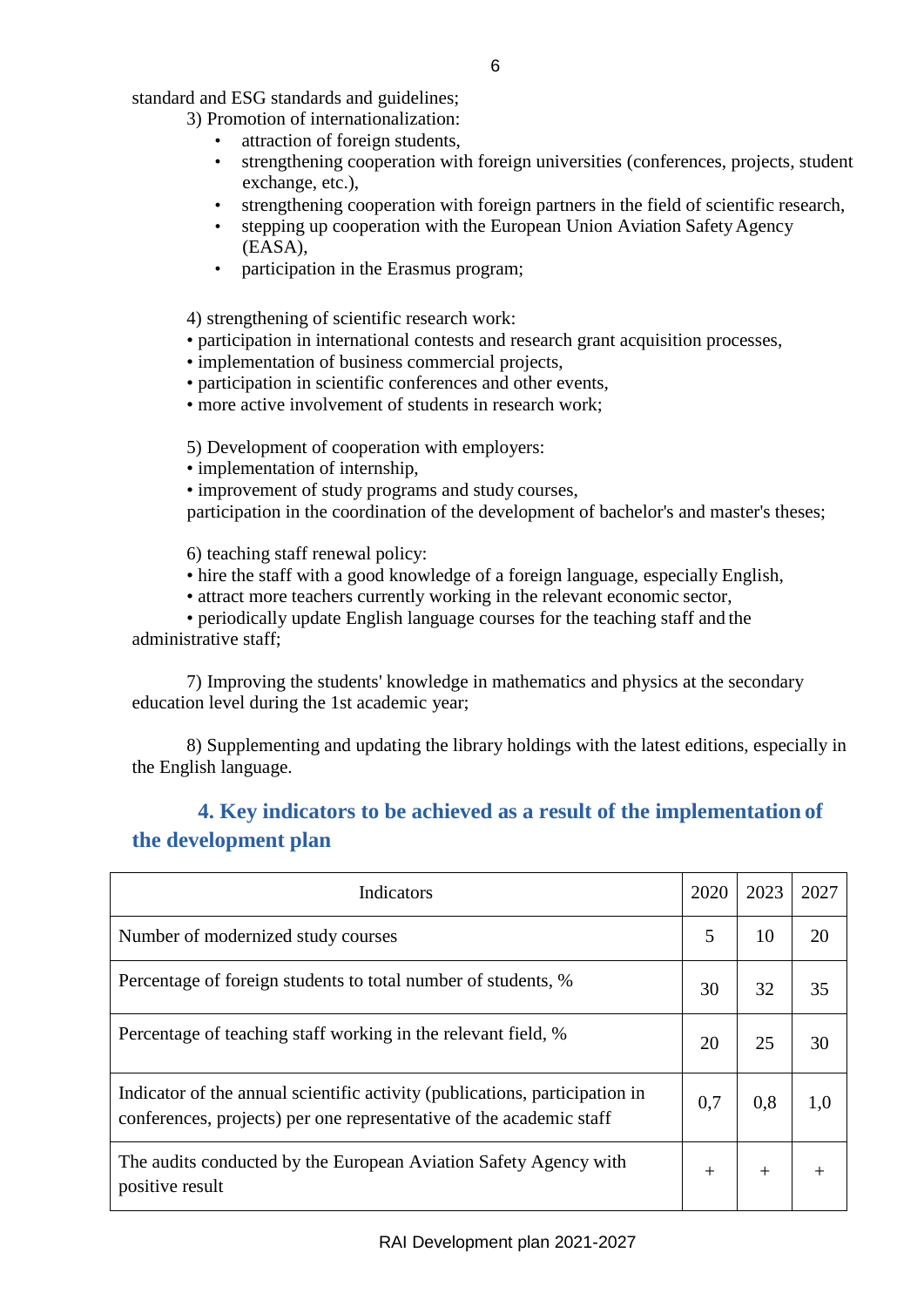standard and ESG standards and guidelines;

3) Promotion of internationalization:

- attraction of foreign students,
- strengthening cooperation with foreign universities (conferences, projects, student exchange, etc.),
- strengthening cooperation with foreign partners in the field of scientific research,
- stepping up cooperation with the European Union Aviation Safety Agency (EASA),
- participation in the Erasmus program;

4) strengthening of scientific research work:

- participation in international contests and research grant acquisition processes,
- implementation of business commercial projects,
- participation in scientific conferences and other events,
- more active involvement of students in research work;

5) Development of cooperation with employers:

- implementation of internship,
- improvement of study programs and study courses,

participation in the coordination of the development of bachelor's and master's theses;

6) teaching staff renewal policy:

- hire the staff with a good knowledge of a foreign language, especially English,
- attract more teachers currently working in the relevant economic sector,
- periodically update English language courses for the teaching staff and the administrative staff;

7) Improving the students' knowledge in mathematics and physics at the secondary education level during the 1st academic year;

8) Supplementing and updating the library holdings with the latest editions, especially in the English language.

## 4. Key indicators to be achieved as a result of the implementation of the development plan

| Indicators | 2020 | 2023 | 2027 |
|---|---|---|---|
| Number of modernized study courses | 5 | 10 | 20 |
| Percentage of foreign students to total number of students, % | 30 | 32 | 35 |
| Percentage of teaching staff working in the relevant field, % | 20 | 25 | 30 |
| Indicator of the annual scientific activity (publications, participation in conferences, projects) per one representative of the academic staff | 0,7 | 0,8 | 1,0 |
| The audits conducted by the European Aviation Safety Agency with positive result | + | + | + |